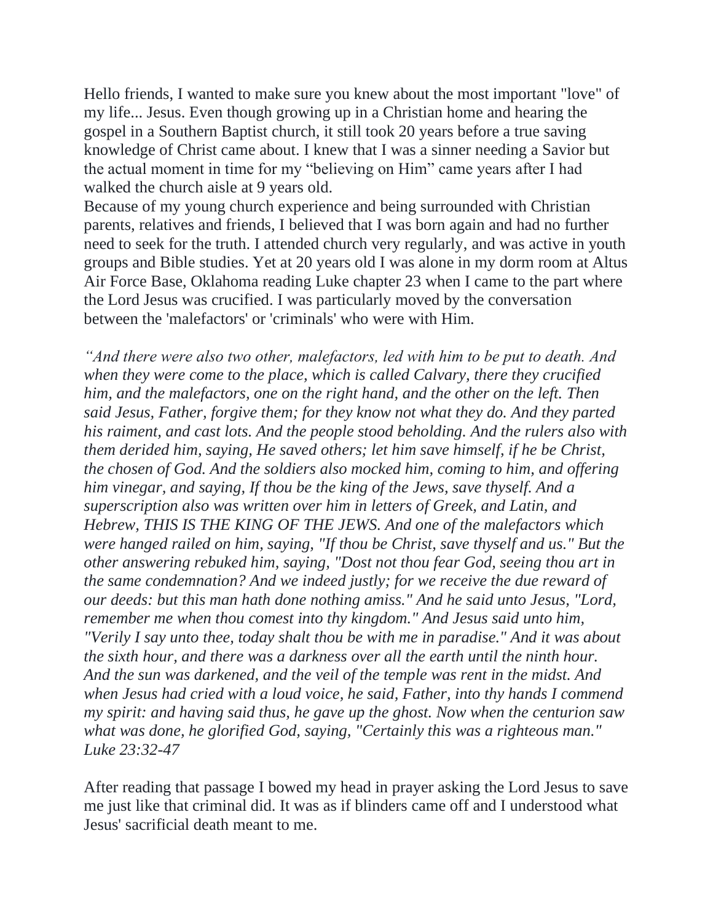Hello friends, I wanted to make sure you knew about the most important "love" of my life... Jesus. Even though growing up in a Christian home and hearing the gospel in a Southern Baptist church, it still took 20 years before a true saving knowledge of Christ came about. I knew that I was a sinner needing a Savior but the actual moment in time for my "believing on Him" came years after I had walked the church aisle at 9 years old.

Because of my young church experience and being surrounded with Christian parents, relatives and friends, I believed that I was born again and had no further need to seek for the truth. I attended church very regularly, and was active in youth groups and Bible studies. Yet at 20 years old I was alone in my dorm room at Altus Air Force Base, Oklahoma reading Luke chapter 23 when I came to the part where the Lord Jesus was crucified. I was particularly moved by the conversation between the 'malefactors' or 'criminals' who were with Him.

*"And there were also two other, malefactors, led with him to be put to death. And when they were come to the place, which is called Calvary, there they crucified him, and the malefactors, one on the right hand, and the other on the left. Then said Jesus, Father, forgive them; for they know not what they do. And they parted his raiment, and cast lots. And the people stood beholding. And the rulers also with them derided him, saying, He saved others; let him save himself, if he be Christ, the chosen of God. And the soldiers also mocked him, coming to him, and offering him vinegar, and saying, If thou be the king of the Jews, save thyself. And a superscription also was written over him in letters of Greek, and Latin, and Hebrew, THIS IS THE KING OF THE JEWS. And one of the malefactors which were hanged railed on him, saying, "If thou be Christ, save thyself and us." But the other answering rebuked him, saying, "Dost not thou fear God, seeing thou art in the same condemnation? And we indeed justly; for we receive the due reward of our deeds: but this man hath done nothing amiss." And he said unto Jesus, "Lord, remember me when thou comest into thy kingdom." And Jesus said unto him, "Verily I say unto thee, today shalt thou be with me in paradise." And it was about the sixth hour, and there was a darkness over all the earth until the ninth hour. And the sun was darkened, and the veil of the temple was rent in the midst. And when Jesus had cried with a loud voice, he said, Father, into thy hands I commend my spirit: and having said thus, he gave up the ghost. Now when the centurion saw what was done, he glorified God, saying, "Certainly this was a righteous man." Luke 23:32-47*

After reading that passage I bowed my head in prayer asking the Lord Jesus to save me just like that criminal did. It was as if blinders came off and I understood what Jesus' sacrificial death meant to me.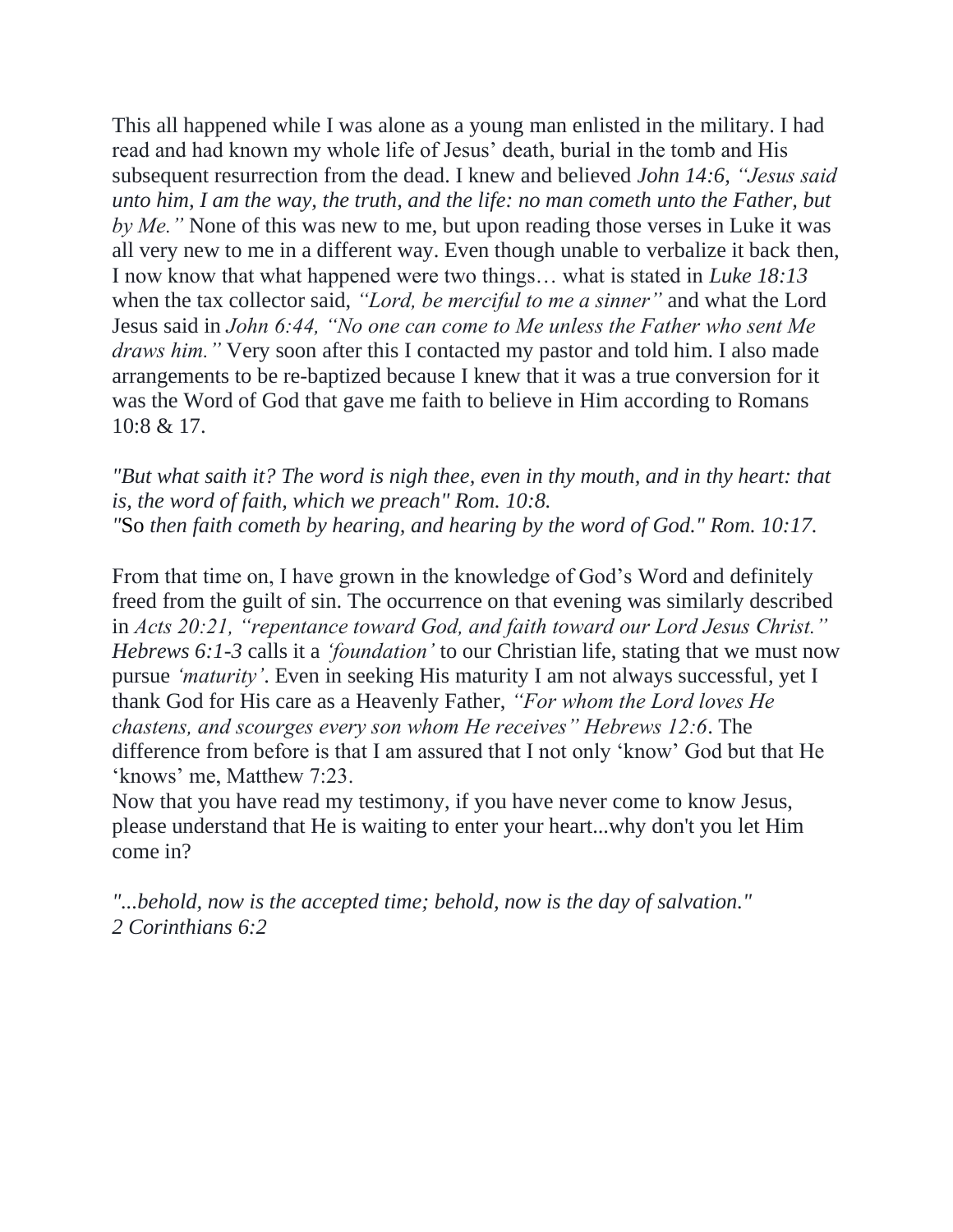This all happened while I was alone as a young man enlisted in the military. I had read and had known my whole life of Jesus' death, burial in the tomb and His subsequent resurrection from the dead. I knew and believed *John 14:6, "Jesus said unto him, I am the way, the truth, and the life: no man cometh unto the Father, but by Me."* None of this was new to me, but upon reading those verses in Luke it was all very new to me in a different way. Even though unable to verbalize it back then, I now know that what happened were two things… what is stated in *Luke 18:13* when the tax collector said, *"Lord, be merciful to me a sinner"* and what the Lord Jesus said in *John 6:44, "No one can come to Me unless the Father who sent Me draws him."* Very soon after this I contacted my pastor and told him. I also made arrangements to be re-baptized because I knew that it was a true conversion for it was the Word of God that gave me faith to believe in Him according to Romans 10:8 & 17.

*"But what saith it? The word is nigh thee, even in thy mouth, and in thy heart: that is, the word of faith, which we preach" Rom. 10:8.*
*"*So *then faith cometh by hearing, and hearing by the word of God." Rom. 10:17.*

From that time on, I have grown in the knowledge of God's Word and definitely freed from the guilt of sin. The occurrence on that evening was similarly described in *Acts 20:21, "repentance toward God, and faith toward our Lord Jesus Christ." Hebrews 6:1-3* calls it a *'foundation'* to our Christian life, stating that we must now pursue *'maturity'*. Even in seeking His maturity I am not always successful, yet I thank God for His care as a Heavenly Father, *"For whom the Lord loves He chastens, and scourges every son whom He receives" Hebrews 12:6*. The difference from before is that I am assured that I not only 'know' God but that He 'knows' me, Matthew 7:23.
Now that you have read my testimony, if you have never come to know Jesus, please understand that He is waiting to enter your heart...why don't you let Him come in?

*"...behold, now is the accepted time; behold, now is the day of salvation."*
*2 Corinthians 6:2*